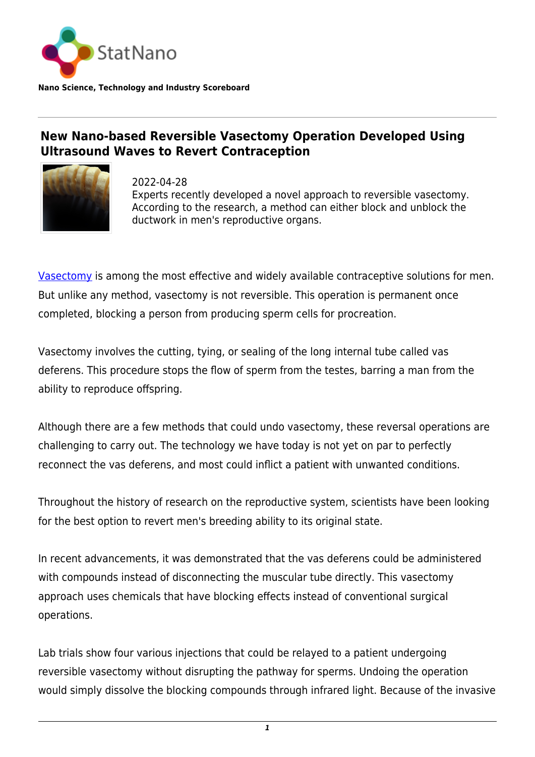StatNano

**Nano Science, Technology and Industry Scoreboard**

## New Nano-based Reversible Vasectomy Operation Developed Using Ultrasound Waves to Revert Contraception

2022-04-28
Experts recently developed a novel approach to reversible vasectomy. According to the research, a method can either block and unblock the ductwork in men's reproductive organs.

Vasectomy is among the most effective and widely available contraceptive solutions for men. But unlike any method, vasectomy is not reversible. This operation is permanent once completed, blocking a person from producing sperm cells for procreation.

Vasectomy involves the cutting, tying, or sealing of the long internal tube called vas deferens. This procedure stops the flow of sperm from the testes, barring a man from the ability to reproduce offspring.

Although there are a few methods that could undo vasectomy, these reversal operations are challenging to carry out. The technology we have today is not yet on par to perfectly reconnect the vas deferens, and most could inflict a patient with unwanted conditions.

Throughout the history of research on the reproductive system, scientists have been looking for the best option to revert men's breeding ability to its original state.

In recent advancements, it was demonstrated that the vas deferens could be administered with compounds instead of disconnecting the muscular tube directly. This vasectomy approach uses chemicals that have blocking effects instead of conventional surgical operations.

Lab trials show four various injections that could be relayed to a patient undergoing reversible vasectomy without disrupting the pathway for sperms. Undoing the operation would simply dissolve the blocking compounds through infrared light. Because of the invasive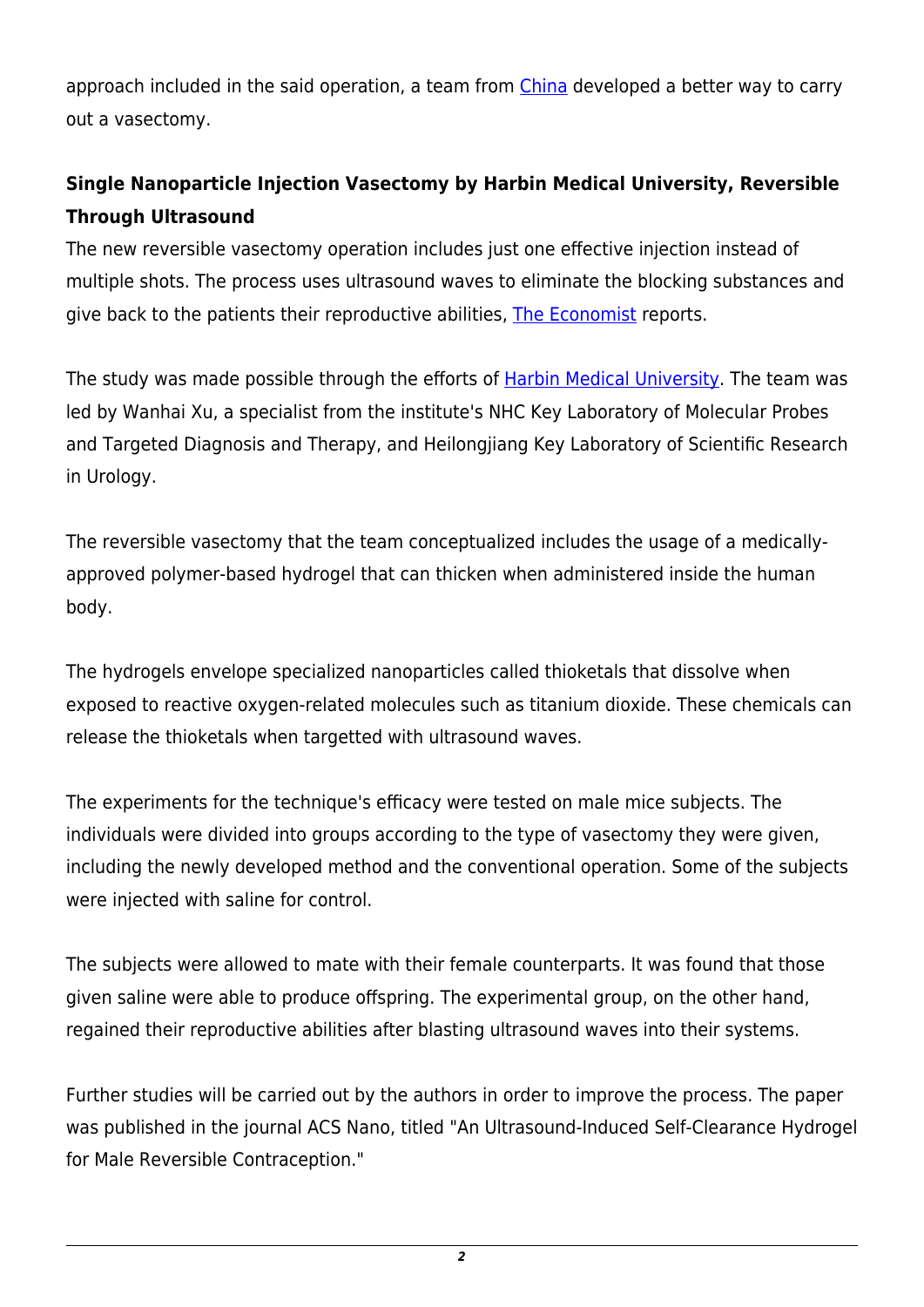approach included in the said operation, a team from China developed a better way to carry out a vasectomy.

**Single Nanoparticle Injection Vasectomy by Harbin Medical University, Reversible Through Ultrasound**

The new reversible vasectomy operation includes just one effective injection instead of multiple shots. The process uses ultrasound waves to eliminate the blocking substances and give back to the patients their reproductive abilities, The Economist reports.

The study was made possible through the efforts of Harbin Medical University. The team was led by Wanhai Xu, a specialist from the institute's NHC Key Laboratory of Molecular Probes and Targeted Diagnosis and Therapy, and Heilongjiang Key Laboratory of Scientific Research in Urology.

The reversible vasectomy that the team conceptualized includes the usage of a medically-approved polymer-based hydrogel that can thicken when administered inside the human body.

The hydrogels envelope specialized nanoparticles called thioketals that dissolve when exposed to reactive oxygen-related molecules such as titanium dioxide. These chemicals can release the thioketals when targetted with ultrasound waves.

The experiments for the technique's efficacy were tested on male mice subjects. The individuals were divided into groups according to the type of vasectomy they were given, including the newly developed method and the conventional operation. Some of the subjects were injected with saline for control.

The subjects were allowed to mate with their female counterparts. It was found that those given saline were able to produce offspring. The experimental group, on the other hand, regained their reproductive abilities after blasting ultrasound waves into their systems.

Further studies will be carried out by the authors in order to improve the process. The paper was published in the journal ACS Nano, titled "An Ultrasound-Induced Self-Clearance Hydrogel for Male Reversible Contraception."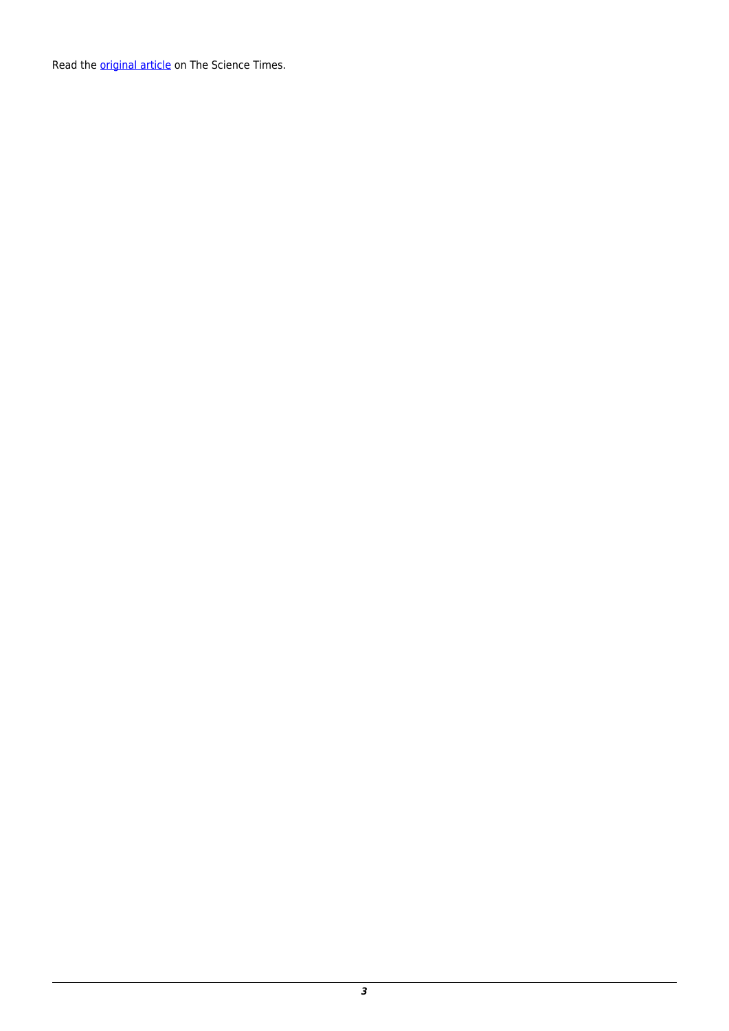Read the original article on The Science Times.